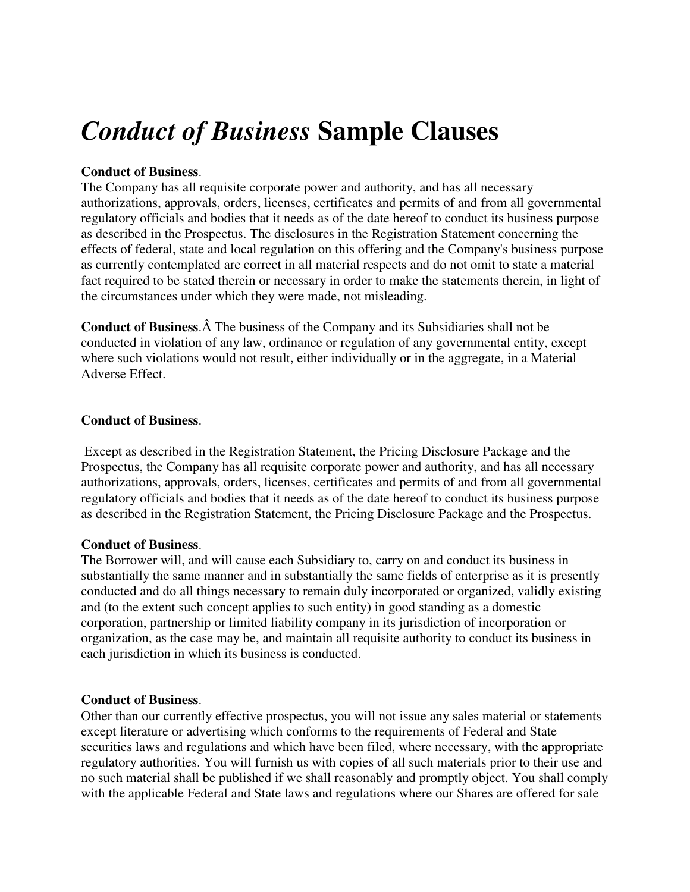# *Conduct of Business* Sample Clauses

**Conduct of Business**.
The Company has all requisite corporate power and authority, and has all necessary authorizations, approvals, orders, licenses, certificates and permits of and from all governmental regulatory officials and bodies that it needs as of the date hereof to conduct its business purpose as described in the Prospectus. The disclosures in the Registration Statement concerning the effects of federal, state and local regulation on this offering and the Company's business purpose as currently contemplated are correct in all material respects and do not omit to state a material fact required to be stated therein or necessary in order to make the statements therein, in light of the circumstances under which they were made, not misleading.

**Conduct of Business**.Â The business of the Company and its Subsidiaries shall not be conducted in violation of any law, ordinance or regulation of any governmental entity, except where such violations would not result, either individually or in the aggregate, in a Material Adverse Effect.

**Conduct of Business**.

Except as described in the Registration Statement, the Pricing Disclosure Package and the Prospectus, the Company has all requisite corporate power and authority, and has all necessary authorizations, approvals, orders, licenses, certificates and permits of and from all governmental regulatory officials and bodies that it needs as of the date hereof to conduct its business purpose as described in the Registration Statement, the Pricing Disclosure Package and the Prospectus.

**Conduct of Business**.
The Borrower will, and will cause each Subsidiary to, carry on and conduct its business in substantially the same manner and in substantially the same fields of enterprise as it is presently conducted and do all things necessary to remain duly incorporated or organized, validly existing and (to the extent such concept applies to such entity) in good standing as a domestic corporation, partnership or limited liability company in its jurisdiction of incorporation or organization, as the case may be, and maintain all requisite authority to conduct its business in each jurisdiction in which its business is conducted.

**Conduct of Business**.
Other than our currently effective prospectus, you will not issue any sales material or statements except literature or advertising which conforms to the requirements of Federal and State securities laws and regulations and which have been filed, where necessary, with the appropriate regulatory authorities. You will furnish us with copies of all such materials prior to their use and no such material shall be published if we shall reasonably and promptly object. You shall comply with the applicable Federal and State laws and regulations where our Shares are offered for sale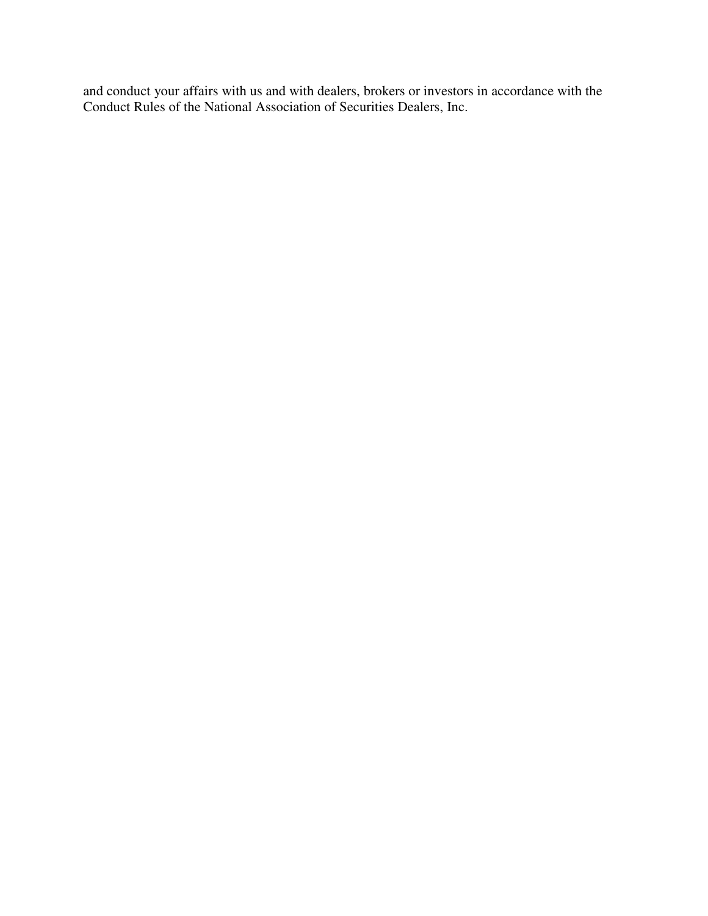and conduct your affairs with us and with dealers, brokers or investors in accordance with the Conduct Rules of the National Association of Securities Dealers, Inc.